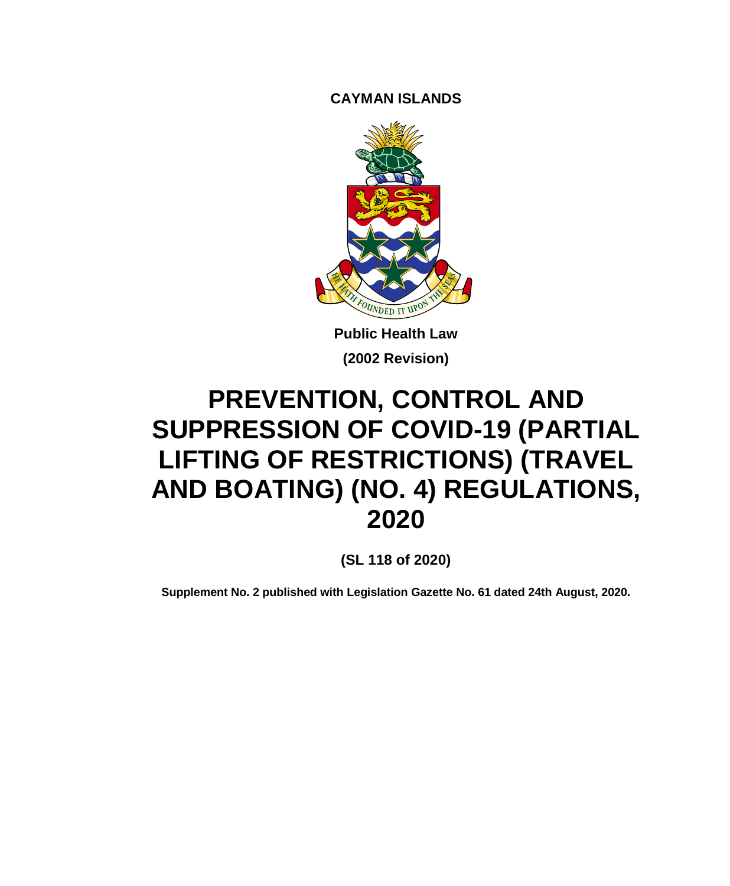**CAYMAN ISLANDS**

**Public Health Law**

**(2002 Revision)**

# PREVENTION, CONTROL AND SUPPRESSION OF COVID-19 (PARTIAL LIFTING OF RESTRICTIONS) (TRAVEL AND BOATING) (NO. 4) REGULATIONS, 2020

**(SL 118 of 2020)**

**Supplement No. 2 published with Legislation Gazette No. 61 dated 24th August, 2020.**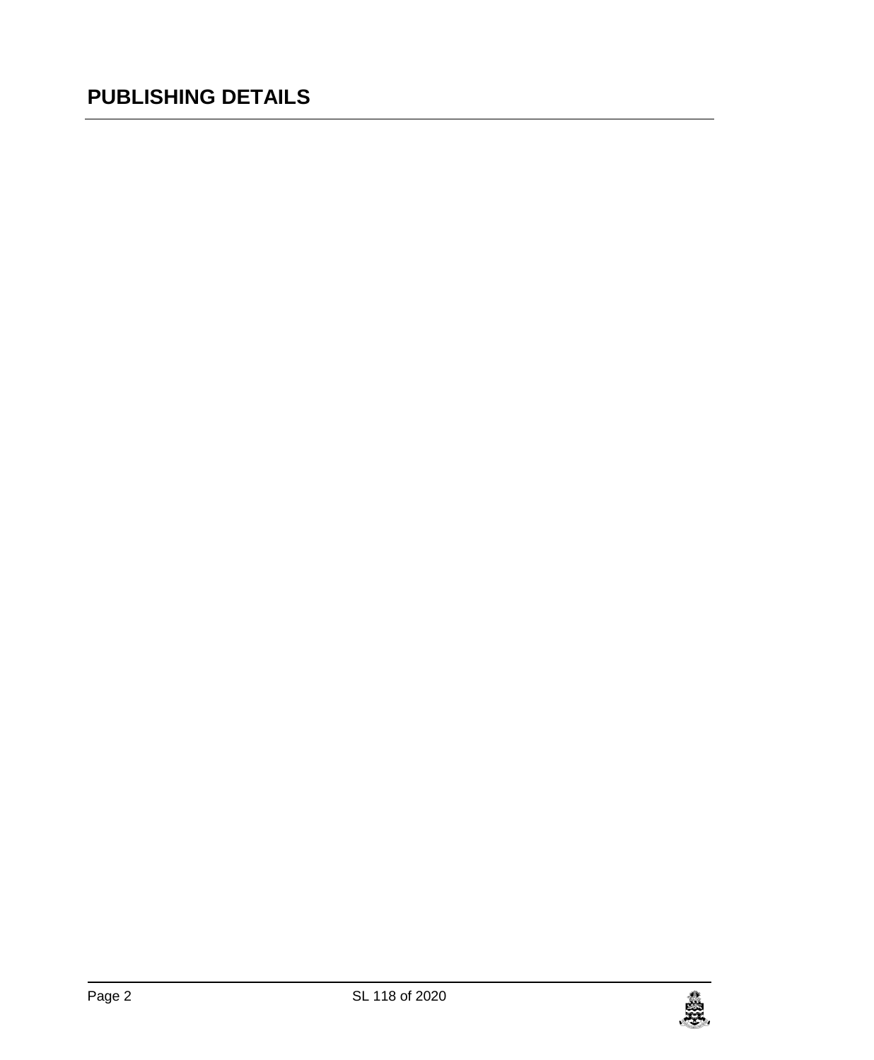# PUBLISHING DETAILS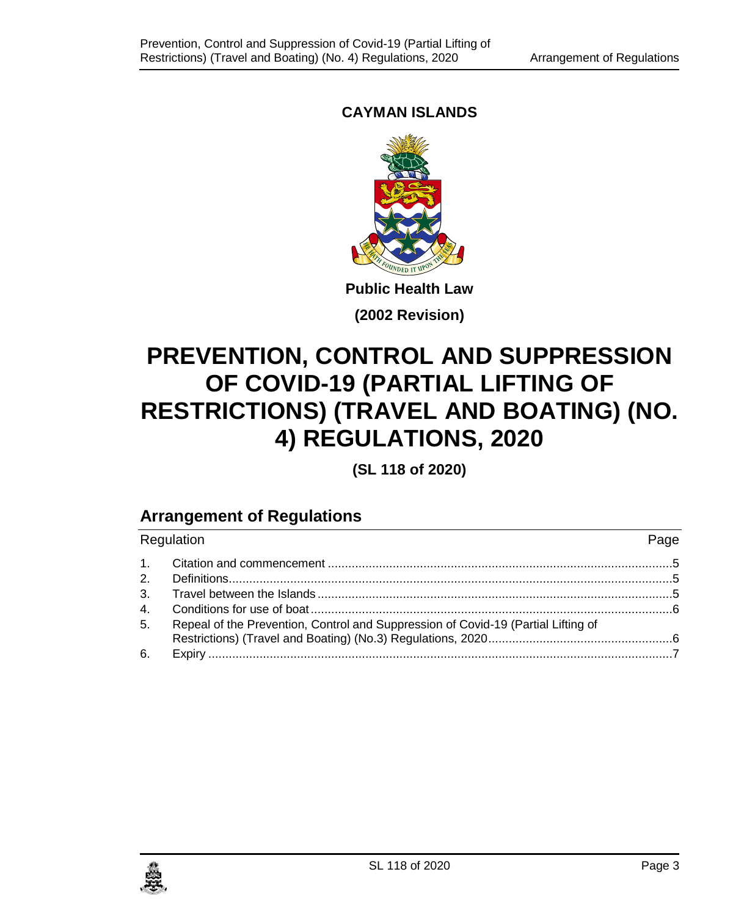**CAYMAN ISLANDS**

**Public Health Law**

**(2002 Revision)**

# PREVENTION, CONTROL AND SUPPRESSION OF COVID-19 (PARTIAL LIFTING OF RESTRICTIONS) (TRAVEL AND BOATING) (NO. 4) REGULATIONS, 2020

**(SL 118 of 2020)**

## Arrangement of Regulations

| Regulation | | Page |
|---|---|---|
| 1. | Citation and commencement | 5 |
| 2. | Definitions | 5 |
| 3. | Travel between the Islands | 5 |
| 4. | Conditions for use of boat | 6 |
| 5. | Repeal of the Prevention, Control and Suppression of Covid-19 (Partial Lifting of Restrictions) (Travel and Boating) (No.3) Regulations, 2020 | 6 |
| 6. | Expiry | 7 |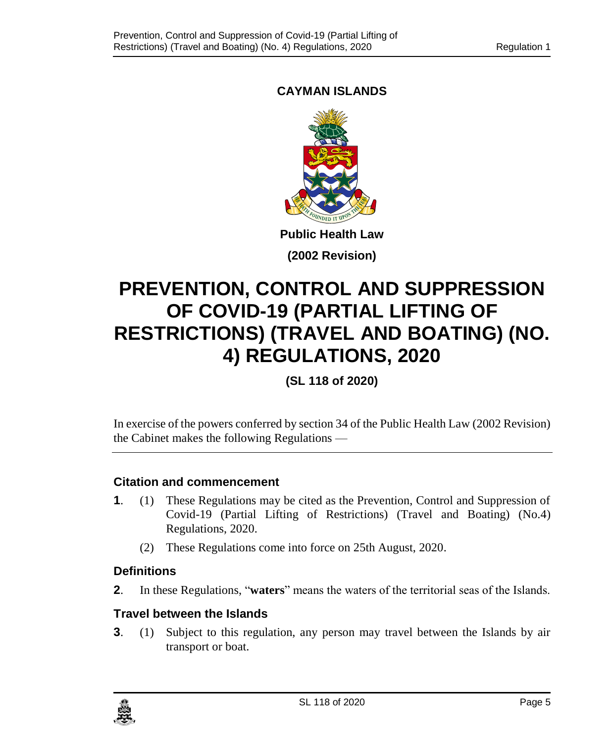**CAYMAN ISLANDS**

**Public Health Law**

**(2002 Revision)**

# PREVENTION, CONTROL AND SUPPRESSION OF COVID-19 (PARTIAL LIFTING OF RESTRICTIONS) (TRAVEL AND BOATING) (NO. 4) REGULATIONS, 2020

**(SL 118 of 2020)**

In exercise of the powers conferred by section 34 of the Public Health Law (2002 Revision) the Cabinet makes the following Regulations —

### Citation and commencement

**1**. (1) These Regulations may be cited as the Prevention, Control and Suppression of Covid-19 (Partial Lifting of Restrictions) (Travel and Boating) (No.4) Regulations, 2020.

(2) These Regulations come into force on 25th August, 2020.

### Definitions

**2**. In these Regulations, "**waters**" means the waters of the territorial seas of the Islands.

### Travel between the Islands

**3**. (1) Subject to this regulation, any person may travel between the Islands by air transport or boat.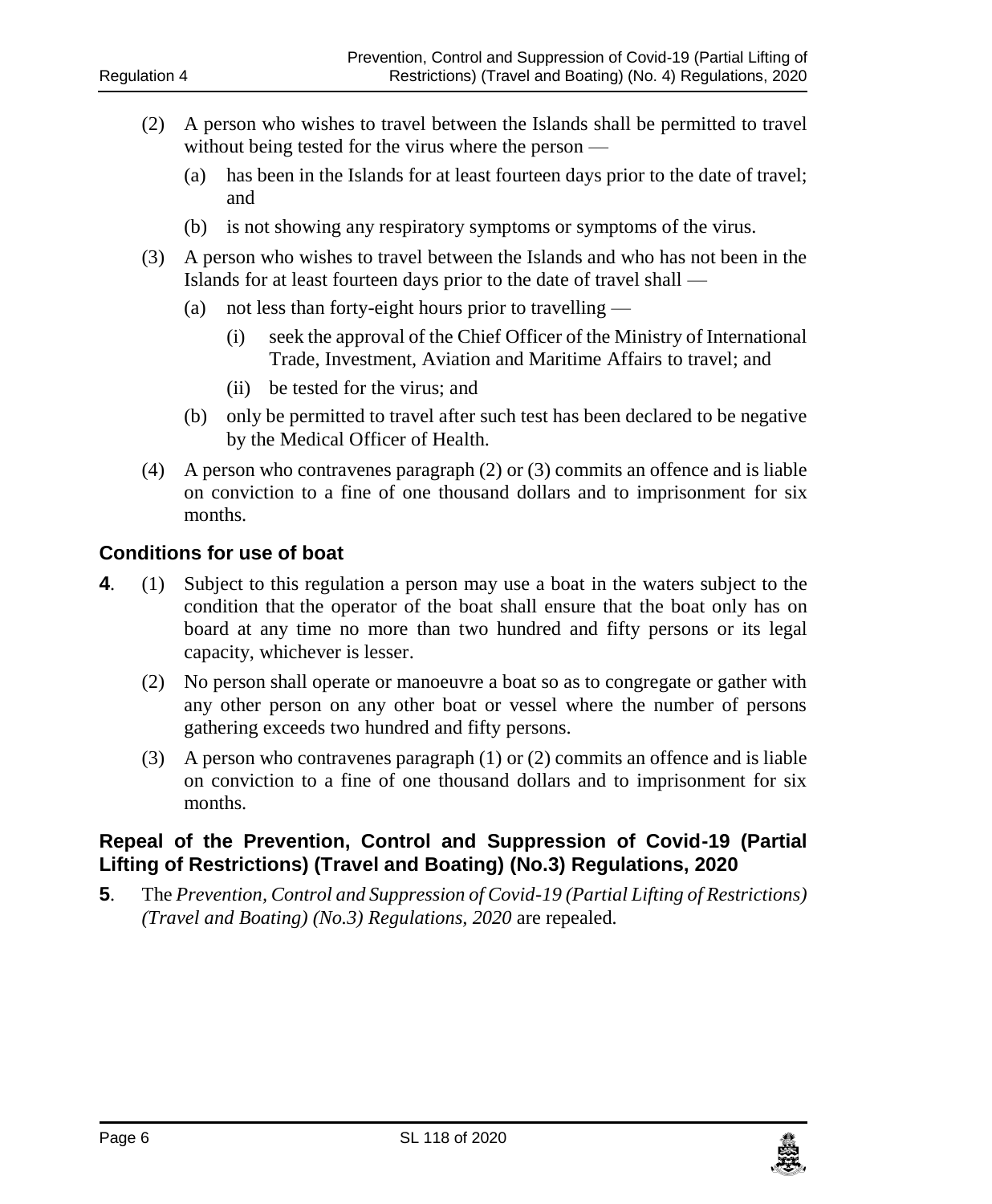(2) A person who wishes to travel between the Islands shall be permitted to travel without being tested for the virus where the person —

(a) has been in the Islands for at least fourteen days prior to the date of travel; and

(b) is not showing any respiratory symptoms or symptoms of the virus.

(3) A person who wishes to travel between the Islands and who has not been in the Islands for at least fourteen days prior to the date of travel shall —

(a) not less than forty-eight hours prior to travelling —

(i) seek the approval of the Chief Officer of the Ministry of International Trade, Investment, Aviation and Maritime Affairs to travel; and

(ii) be tested for the virus; and

(b) only be permitted to travel after such test has been declared to be negative by the Medical Officer of Health.

(4) A person who contravenes paragraph (2) or (3) commits an offence and is liable on conviction to a fine of one thousand dollars and to imprisonment for six months.

### Conditions for use of boat

**4**. (1) Subject to this regulation a person may use a boat in the waters subject to the condition that the operator of the boat shall ensure that the boat only has on board at any time no more than two hundred and fifty persons or its legal capacity, whichever is lesser.

(2) No person shall operate or manoeuvre a boat so as to congregate or gather with any other person on any other boat or vessel where the number of persons gathering exceeds two hundred and fifty persons.

(3) A person who contravenes paragraph (1) or (2) commits an offence and is liable on conviction to a fine of one thousand dollars and to imprisonment for six months.

### Repeal of the Prevention, Control and Suppression of Covid-19 (Partial Lifting of Restrictions) (Travel and Boating) (No.3) Regulations, 2020

**5**. The *Prevention, Control and Suppression of Covid-19 (Partial Lifting of Restrictions) (Travel and Boating) (No.3) Regulations, 2020* are repealed.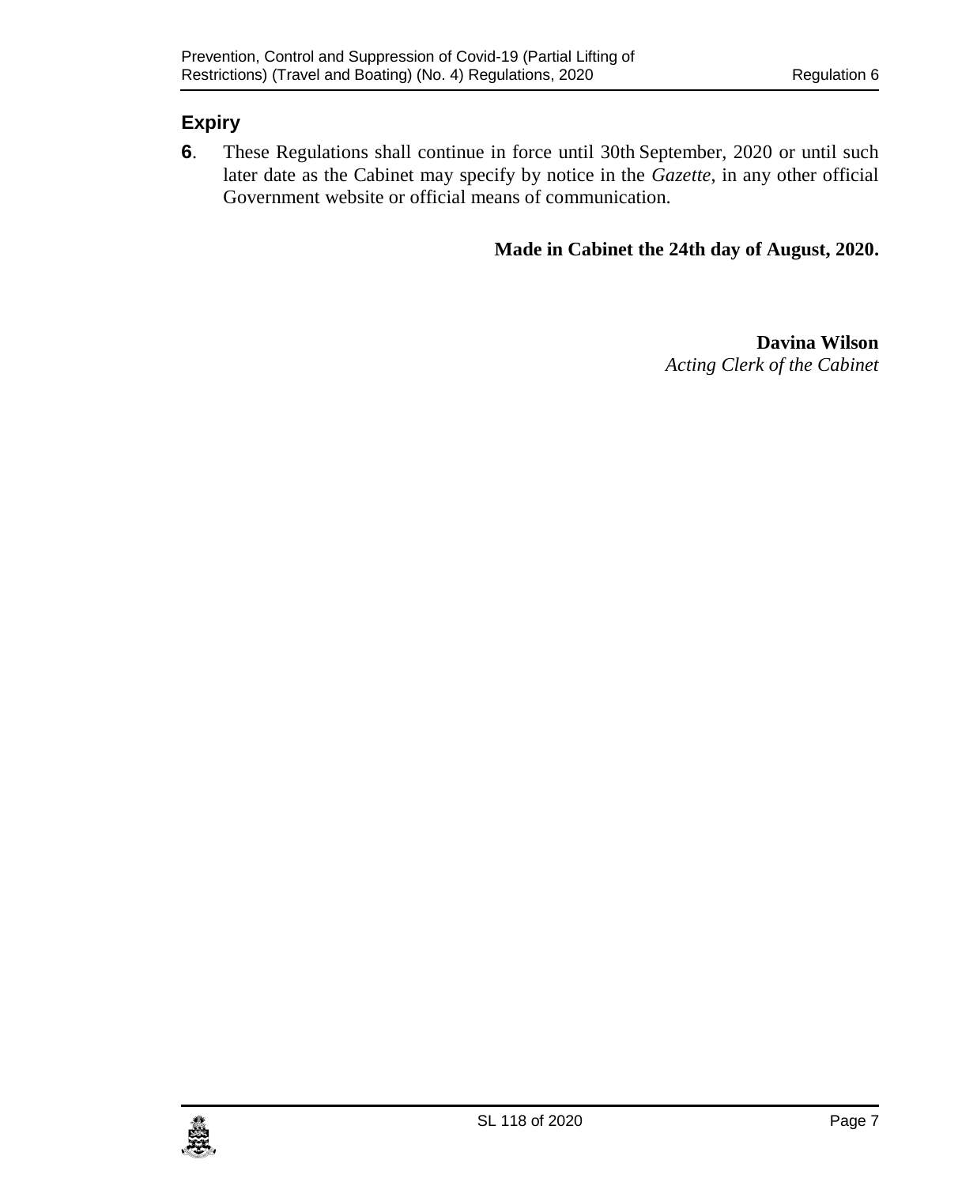## Expiry

**6**. These Regulations shall continue in force until 30th September, 2020 or until such later date as the Cabinet may specify by notice in the *Gazette*, in any other official Government website or official means of communication.

**Made in Cabinet the 24th day of August, 2020.**

**Davina Wilson**
*Acting Clerk of the Cabinet*